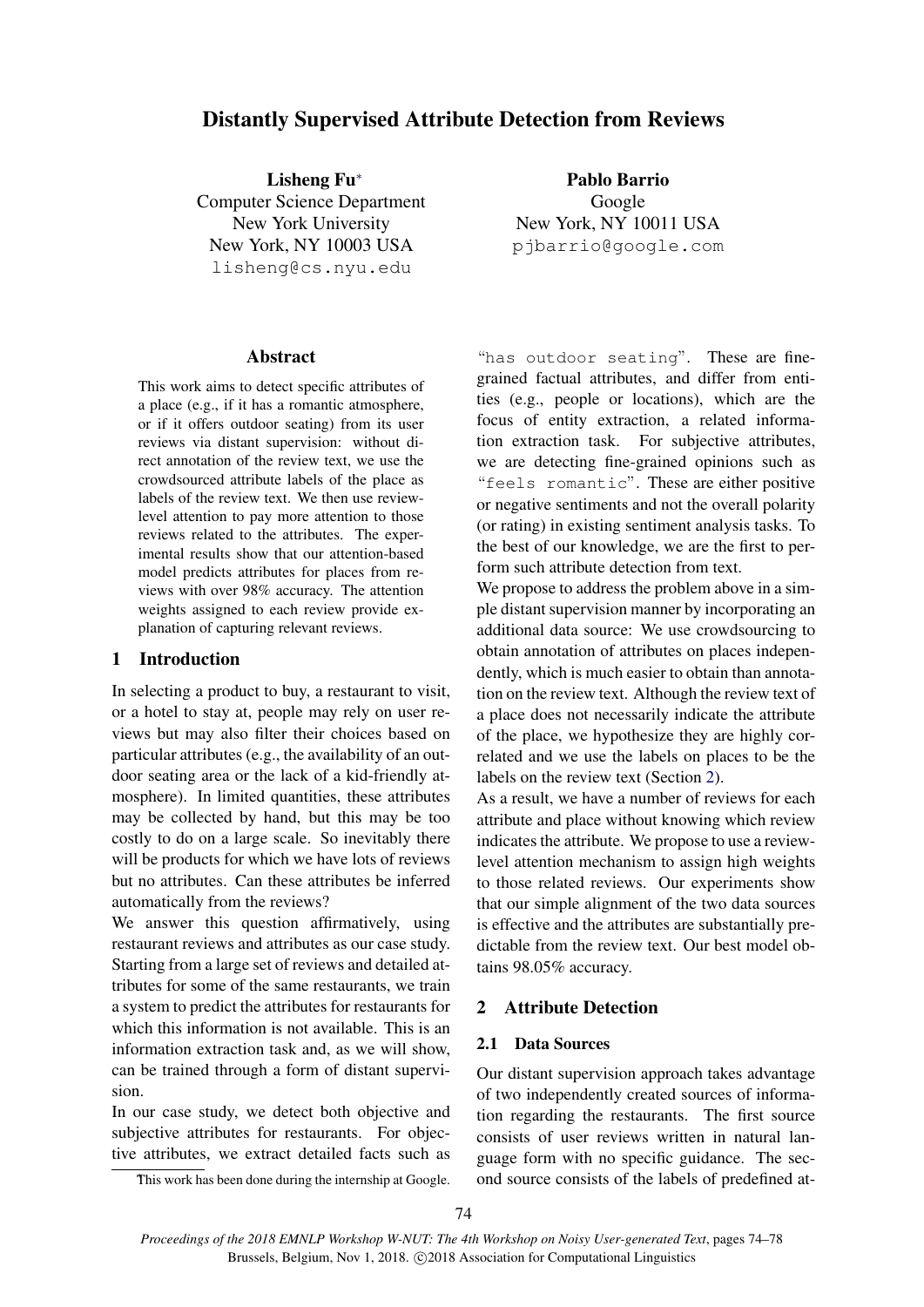# Distantly Supervised Attribute Detection from Reviews

**Lisheng Fu***
Computer Science Department
New York University
New York, NY 10003 USA
lisheng@cs.nyu.edu

**Pablo Barrio**
Google
New York, NY 10011 USA
pjbarrio@google.com

## Abstract

This work aims to detect specific attributes of a place (e.g., if it has a romantic atmosphere, or if it offers outdoor seating) from its user reviews via distant supervision: without direct annotation of the review text, we use the crowdsourced attribute labels of the place as labels of the review text. We then use review-level attention to pay more attention to those reviews related to the attributes. The experimental results show that our attention-based model predicts attributes for places from reviews with over 98% accuracy. The attention weights assigned to each review provide explanation of capturing relevant reviews.

## 1 Introduction

In selecting a product to buy, a restaurant to visit, or a hotel to stay at, people may rely on user reviews but may also filter their choices based on particular attributes (e.g., the availability of an outdoor seating area or the lack of a kid-friendly atmosphere). In limited quantities, these attributes may be collected by hand, but this may be too costly to do on a large scale. So inevitably there will be products for which we have lots of reviews but no attributes. Can these attributes be inferred automatically from the reviews?

We answer this question affirmatively, using restaurant reviews and attributes as our case study. Starting from a large set of reviews and detailed attributes for some of the same restaurants, we train a system to predict the attributes for restaurants for which this information is not available. This is an information extraction task and, as we will show, can be trained through a form of distant supervision.

In our case study, we detect both objective and subjective attributes for restaurants. For objective attributes, we extract detailed facts such as "has outdoor seating". These are fine-grained factual attributes, and differ from entities (e.g., people or locations), which are the focus of entity extraction, a related information extraction task. For subjective attributes, we are detecting fine-grained opinions such as "feels romantic". These are either positive or negative sentiments and not the overall polarity (or rating) in existing sentiment analysis tasks. To the best of our knowledge, we are the first to perform such attribute detection from text.

We propose to address the problem above in a simple distant supervision manner by incorporating an additional data source: We use crowdsourcing to obtain annotation of attributes on places independently, which is much easier to obtain than annotation on the review text. Although the review text of a place does not necessarily indicate the attribute of the place, we hypothesize they are highly correlated and we use the labels on places to be the labels on the review text (Section 2).

As a result, we have a number of reviews for each attribute and place without knowing which review indicates the attribute. We propose to use a review-level attention mechanism to assign high weights to those related reviews. Our experiments show that our simple alignment of the two data sources is effective and the attributes are substantially predictable from the review text. Our best model obtains 98.05% accuracy.

## 2 Attribute Detection

### 2.1 Data Sources

Our distant supervision approach takes advantage of two independently created sources of information regarding the restaurants. The first source consists of user reviews written in natural language form with no specific guidance. The second source consists of the labels of predefined at-

*This work has been done during the internship at Google.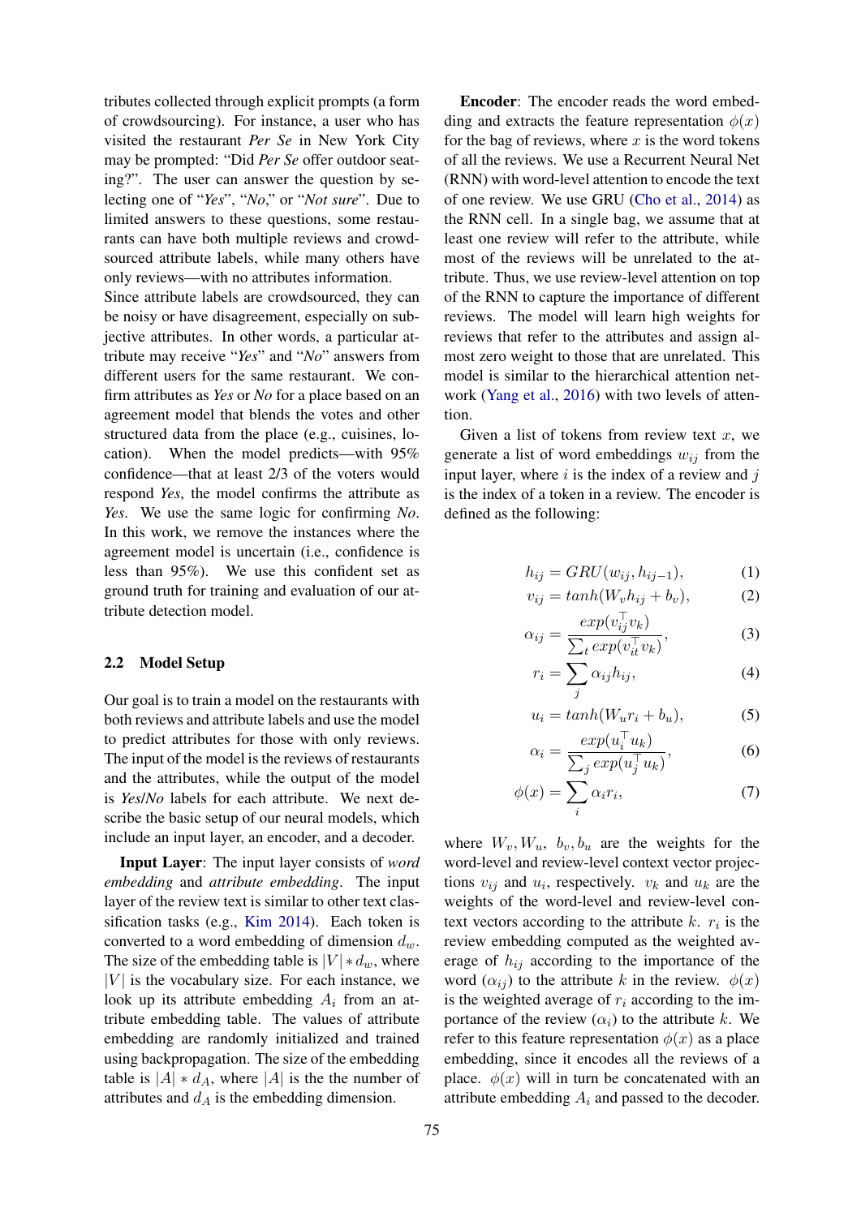tributes collected through explicit prompts (a form of crowdsourcing). For instance, a user who has visited the restaurant *Per Se* in New York City may be prompted: "Did *Per Se* offer outdoor seating?". The user can answer the question by selecting one of "*Yes*", "*No*," or "*Not sure*". Due to limited answers to these questions, some restaurants can have both multiple reviews and crowd-sourced attribute labels, while many others have only reviews—with no attributes information.

Since attribute labels are crowdsourced, they can be noisy or have disagreement, especially on subjective attributes. In other words, a particular attribute may receive "*Yes*" and "*No*" answers from different users for the same restaurant. We confirm attributes as *Yes* or *No* for a place based on an agreement model that blends the votes and other structured data from the place (e.g., cuisines, location). When the model predicts—with 95% confidence—that at least 2/3 of the voters would respond *Yes*, the model confirms the attribute as *Yes*. We use the same logic for confirming *No*. In this work, we remove the instances where the agreement model is uncertain (i.e., confidence is less than 95%). We use this confident set as ground truth for training and evaluation of our attribute detection model.

## 2.2 Model Setup

Our goal is to train a model on the restaurants with both reviews and attribute labels and use the model to predict attributes for those with only reviews. The input of the model is the reviews of restaurants and the attributes, while the output of the model is *Yes*/*No* labels for each attribute. We next describe the basic setup of our neural models, which include an input layer, an encoder, and a decoder.

**Input Layer**: The input layer consists of *word embedding* and *attribute embedding*. The input layer of the review text is similar to other text classification tasks (e.g., Kim 2014). Each token is converted to a word embedding of dimension $d_w$. The size of the embedding table is $|V| * d_w$, where $|V|$ is the vocabulary size. For each instance, we look up its attribute embedding $A_i$ from an attribute embedding table. The values of attribute embedding are randomly initialized and trained using backpropagation. The size of the embedding table is $|A| * d_A$, where $|A|$ is the number of attributes and $d_A$ is the embedding dimension.

**Encoder**: The encoder reads the word embedding and extracts the feature representation $\phi(x)$ for the bag of reviews, where $x$ is the word tokens of all the reviews. We use a Recurrent Neural Net (RNN) with word-level attention to encode the text of one review. We use GRU (Cho et al., 2014) as the RNN cell. In a single bag, we assume that at least one review will refer to the attribute, while most of the reviews will be unrelated to the attribute. Thus, we use review-level attention on top of the RNN to capture the importance of different reviews. The model will learn high weights for reviews that refer to the attributes and assign almost zero weight to those that are unrelated. This model is similar to the hierarchical attention network (Yang et al., 2016) with two levels of attention.

Given a list of tokens from review text $x$, we generate a list of word embeddings $w_{ij}$ from the input layer, where $i$ is the index of a review and $j$ is the index of a token in a review. The encoder is defined as the following:

$$h_{ij} = GRU(w_{ij}, h_{ij-1}), \tag{1}$$

$$v_{ij} = tanh(W_v h_{ij} + b_v), \tag{2}$$

$$\alpha_{ij} = \frac{exp(v_{ij}^\top v_k)}{\sum_t exp(v_{it}^\top v_k)}, \tag{3}$$

$$r_i = \sum_j \alpha_{ij} h_{ij}, \tag{4}$$

$$u_i = tanh(W_u r_i + b_u), \tag{5}$$

$$\alpha_i = \frac{exp(u_i^\top u_k)}{\sum_j exp(u_j^\top u_k)}, \tag{6}$$

$$\phi(x) = \sum_i \alpha_i r_i, \tag{7}$$

where $W_v, W_u$, $b_v, b_u$ are the weights for the word-level and review-level context vector projections $v_{ij}$ and $u_i$, respectively. $v_k$ and $u_k$ are the weights of the word-level and review-level context vectors according to the attribute $k$. $r_i$ is the review embedding computed as the weighted average of $h_{ij}$ according to the importance of the word ($\alpha_{ij}$) to the attribute $k$ in the review. $\phi(x)$ is the weighted average of $r_i$ according to the importance of the review ($\alpha_i$) to the attribute $k$. We refer to this feature representation $\phi(x)$ as a place embedding, since it encodes all the reviews of a place. $\phi(x)$ will in turn be concatenated with an attribute embedding $A_i$ and passed to the decoder.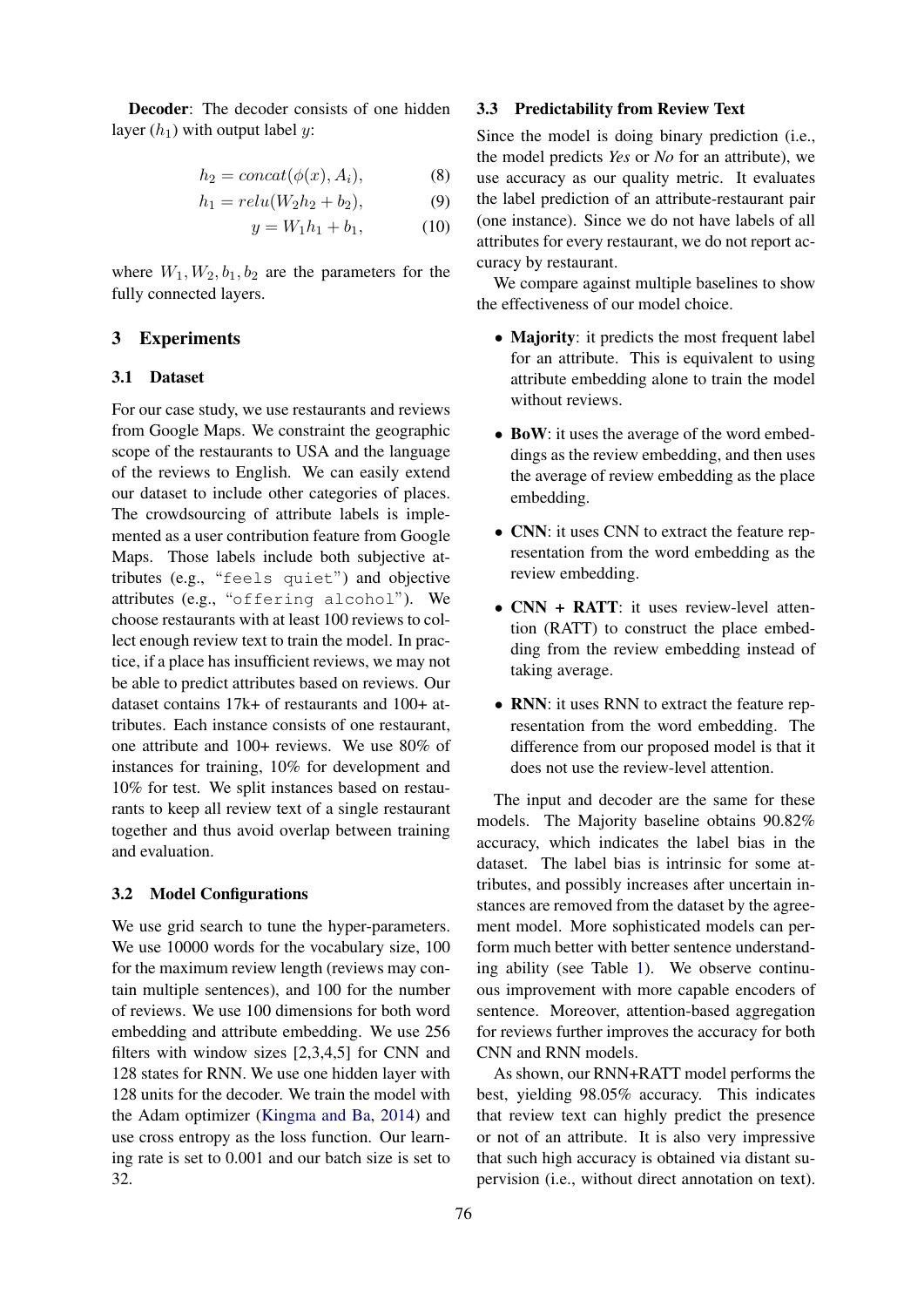**Decoder**: The decoder consists of one hidden layer ($h_1$) with output label $y$:

$$h_2 = concat(\phi(x), A_i), \tag{8}$$

$$h_1 = relu(W_2 h_2 + b_2), \tag{9}$$

$$y = W_1 h_1 + b_1, \tag{10}$$

where $W_1, W_2, b_1, b_2$ are the parameters for the fully connected layers.

## 3 Experiments

### 3.1 Dataset

For our case study, we use restaurants and reviews from Google Maps. We constraint the geographic scope of the restaurants to USA and the language of the reviews to English. We can easily extend our dataset to include other categories of places. The crowdsourcing of attribute labels is implemented as a user contribution feature from Google Maps. Those labels include both subjective attributes (e.g., "`feels quiet`") and objective attributes (e.g., "`offering alcohol`"). We choose restaurants with at least 100 reviews to collect enough review text to train the model. In practice, if a place has insufficient reviews, we may not be able to predict attributes based on reviews. Our dataset contains 17k+ of restaurants and 100+ attributes. Each instance consists of one restaurant, one attribute and 100+ reviews. We use 80% of instances for training, 10% for development and 10% for test. We split instances based on restaurants to keep all review text of a single restaurant together and thus avoid overlap between training and evaluation.

### 3.2 Model Configurations

We use grid search to tune the hyper-parameters. We use 10000 words for the vocabulary size, 100 for the maximum review length (reviews may contain multiple sentences), and 100 for the number of reviews. We use 100 dimensions for both word embedding and attribute embedding. We use 256 filters with window sizes [2,3,4,5] for CNN and 128 states for RNN. We use one hidden layer with 128 units for the decoder. We train the model with the Adam optimizer (Kingma and Ba, 2014) and use cross entropy as the loss function. Our learning rate is set to 0.001 and our batch size is set to 32.

### 3.3 Predictability from Review Text

Since the model is doing binary prediction (i.e., the model predicts *Yes* or *No* for an attribute), we use accuracy as our quality metric. It evaluates the label prediction of an attribute-restaurant pair (one instance). Since we do not have labels of all attributes for every restaurant, we do not report accuracy by restaurant.

We compare against multiple baselines to show the effectiveness of our model choice.

- **Majority**: it predicts the most frequent label for an attribute. This is equivalent to using attribute embedding alone to train the model without reviews.
- **BoW**: it uses the average of the word embeddings as the review embedding, and then uses the average of review embedding as the place embedding.
- **CNN**: it uses CNN to extract the feature representation from the word embedding as the review embedding.
- **CNN + RATT**: it uses review-level attention (RATT) to construct the place embedding from the review embedding instead of taking average.
- **RNN**: it uses RNN to extract the feature representation from the word embedding. The difference from our proposed model is that it does not use the review-level attention.

The input and decoder are the same for these models. The Majority baseline obtains 90.82% accuracy, which indicates the label bias in the dataset. The label bias is intrinsic for some attributes, and possibly increases after uncertain instances are removed from the dataset by the agreement model. More sophisticated models can perform much better with better sentence understanding ability (see Table 1). We observe continuous improvement with more capable encoders of sentence. Moreover, attention-based aggregation for reviews further improves the accuracy for both CNN and RNN models.

As shown, our RNN+RATT model performs the best, yielding 98.05% accuracy. This indicates that review text can highly predict the presence or not of an attribute. It is also very impressive that such high accuracy is obtained via distant supervision (i.e., without direct annotation on text).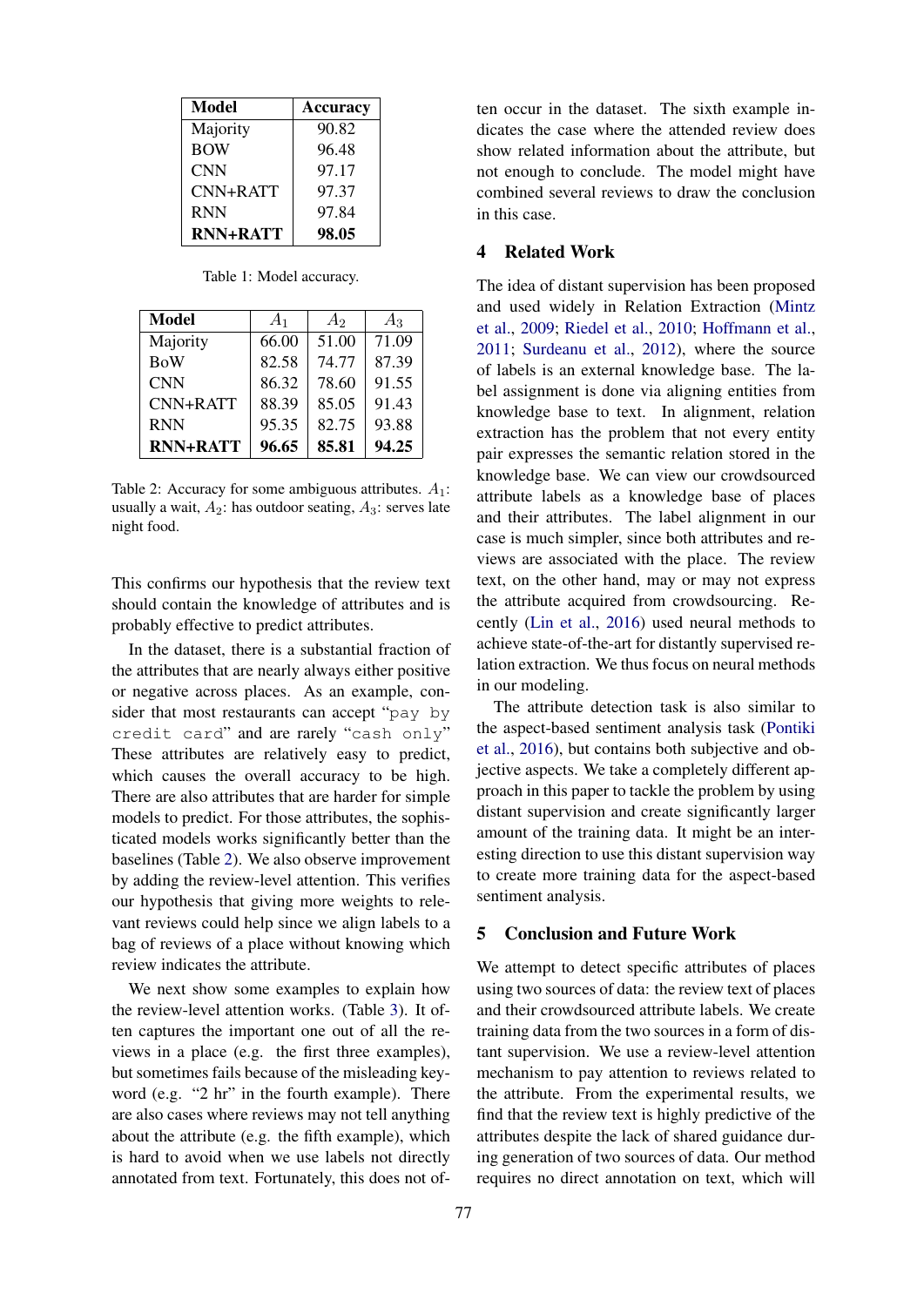| Model | Accuracy |
|---|---|
| Majority | 90.82 |
| BOW | 96.48 |
| CNN | 97.17 |
| CNN+RATT | 97.37 |
| RNN | 97.84 |
| **RNN+RATT** | **98.05** |

Table 1: Model accuracy.

| Model | $A_1$ | $A_2$ | $A_3$ |
|---|---|---|---|
| Majority | 66.00 | 51.00 | 71.09 |
| BoW | 82.58 | 74.77 | 87.39 |
| CNN | 86.32 | 78.60 | 91.55 |
| CNN+RATT | 88.39 | 85.05 | 91.43 |
| RNN | 95.35 | 82.75 | 93.88 |
| **RNN+RATT** | **96.65** | **85.81** | **94.25** |

Table 2: Accuracy for some ambiguous attributes. $A_1$: usually a wait, $A_2$: has outdoor seating, $A_3$: serves late night food.

This confirms our hypothesis that the review text should contain the knowledge of attributes and is probably effective to predict attributes.

In the dataset, there is a substantial fraction of the attributes that are nearly always either positive or negative across places. As an example, consider that most restaurants can accept "`pay by credit card`" and are rarely "`cash only`" These attributes are relatively easy to predict, which causes the overall accuracy to be high. There are also attributes that are harder for simple models to predict. For those attributes, the sophisticated models works significantly better than the baselines (Table 2). We also observe improvement by adding the review-level attention. This verifies our hypothesis that giving more weights to relevant reviews could help since we align labels to a bag of reviews of a place without knowing which review indicates the attribute.

We next show some examples to explain how the review-level attention works. (Table 3). It often captures the important one out of all the reviews in a place (e.g. the first three examples), but sometimes fails because of the misleading keyword (e.g. "2 hr" in the fourth example). There are also cases where reviews may not tell anything about the attribute (e.g. the fifth example), which is hard to avoid when we use labels not directly annotated from text. Fortunately, this does not often occur in the dataset. The sixth example indicates the case where the attended review does show related information about the attribute, but not enough to conclude. The model might have combined several reviews to draw the conclusion in this case.

## 4 Related Work

The idea of distant supervision has been proposed and used widely in Relation Extraction (Mintz et al., 2009; Riedel et al., 2010; Hoffmann et al., 2011; Surdeanu et al., 2012), where the source of labels is an external knowledge base. The label assignment is done via aligning entities from knowledge base to text. In alignment, relation extraction has the problem that not every entity pair expresses the semantic relation stored in the knowledge base. We can view our crowdsourced attribute labels as a knowledge base of places and their attributes. The label alignment in our case is much simpler, since both attributes and reviews are associated with the place. The review text, on the other hand, may or may not express the attribute acquired from crowdsourcing. Recently (Lin et al., 2016) used neural methods to achieve state-of-the-art for distantly supervised relation extraction. We thus focus on neural methods in our modeling.

The attribute detection task is also similar to the aspect-based sentiment analysis task (Pontiki et al., 2016), but contains both subjective and objective aspects. We take a completely different approach in this paper to tackle the problem by using distant supervision and create significantly larger amount of the training data. It might be an interesting direction to use this distant supervision way to create more training data for the aspect-based sentiment analysis.

## 5 Conclusion and Future Work

We attempt to detect specific attributes of places using two sources of data: the review text of places and their crowdsourced attribute labels. We create training data from the two sources in a form of distant supervision. We use a review-level attention mechanism to pay attention to reviews related to the attribute. From the experimental results, we find that the review text is highly predictive of the attributes despite the lack of shared guidance during generation of two sources of data. Our method requires no direct annotation on text, which will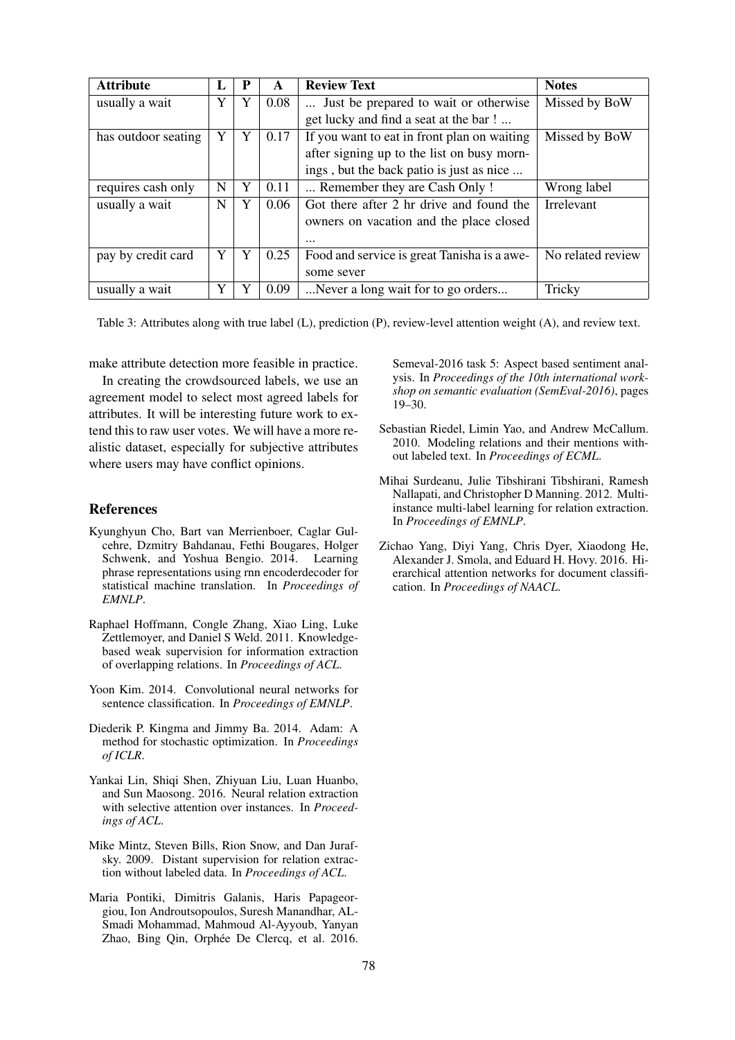| Attribute | L | P | A | Review Text | Notes |
|---|---|---|---|---|---|
| usually a wait | Y | Y | 0.08 | ... Just be prepared to wait or otherwise get lucky and find a seat at the bar ! ... | Missed by BoW |
| has outdoor seating | Y | Y | 0.17 | If you want to eat in front plan on waiting after signing up to the list on busy mornings , but the back patio is just as nice ... | Missed by BoW |
| requires cash only | N | Y | 0.11 | ... Remember they are Cash Only ! | Wrong label |
| usually a wait | N | Y | 0.06 | Got there after 2 hr drive and found the owners on vacation and the place closed ... | Irrelevant |
| pay by credit card | Y | Y | 0.25 | Food and service is great Tanisha is a awesome sever | No related review |
| usually a wait | Y | Y | 0.09 | ...Never a long wait for to go orders... | Tricky |

Table 3: Attributes along with true label (L), prediction (P), review-level attention weight (A), and review text.

make attribute detection more feasible in practice.

In creating the crowdsourced labels, we use an agreement model to select most agreed labels for attributes. It will be interesting future work to extend this to raw user votes. We will have a more realistic dataset, especially for subjective attributes where users may have conflict opinions.

## References

Kyunghyun Cho, Bart van Merrienboer, Caglar Gulcehre, Dzmitry Bahdanau, Fethi Bougares, Holger Schwenk, and Yoshua Bengio. 2014. Learning phrase representations using rnn encoderdecoder for statistical machine translation. In *Proceedings of EMNLP*.

Raphael Hoffmann, Congle Zhang, Xiao Ling, Luke Zettlemoyer, and Daniel S Weld. 2011. Knowledge-based weak supervision for information extraction of overlapping relations. In *Proceedings of ACL*.

Yoon Kim. 2014. Convolutional neural networks for sentence classification. In *Proceedings of EMNLP*.

Diederik P. Kingma and Jimmy Ba. 2014. Adam: A method for stochastic optimization. In *Proceedings of ICLR*.

Yankai Lin, Shiqi Shen, Zhiyuan Liu, Luan Huanbo, and Sun Maosong. 2016. Neural relation extraction with selective attention over instances. In *Proceedings of ACL*.

Mike Mintz, Steven Bills, Rion Snow, and Dan Jurafsky. 2009. Distant supervision for relation extraction without labeled data. In *Proceedings of ACL*.

Maria Pontiki, Dimitris Galanis, Haris Papageorgiou, Ion Androutsopoulos, Suresh Manandhar, AL-Smadi Mohammad, Mahmoud Al-Ayyoub, Yanyan Zhao, Bing Qin, Orphée De Clercq, et al. 2016. Semeval-2016 task 5: Aspect based sentiment analysis. In *Proceedings of the 10th international workshop on semantic evaluation (SemEval-2016)*, pages 19–30.

Sebastian Riedel, Limin Yao, and Andrew McCallum. 2010. Modeling relations and their mentions without labeled text. In *Proceedings of ECML*.

Mihai Surdeanu, Julie Tibshirani Tibshirani, Ramesh Nallapati, and Christopher D Manning. 2012. Multi-instance multi-label learning for relation extraction. In *Proceedings of EMNLP*.

Zichao Yang, Diyi Yang, Chris Dyer, Xiaodong He, Alexander J. Smola, and Eduard H. Hovy. 2016. Hierarchical attention networks for document classification. In *Proceedings of NAACL*.